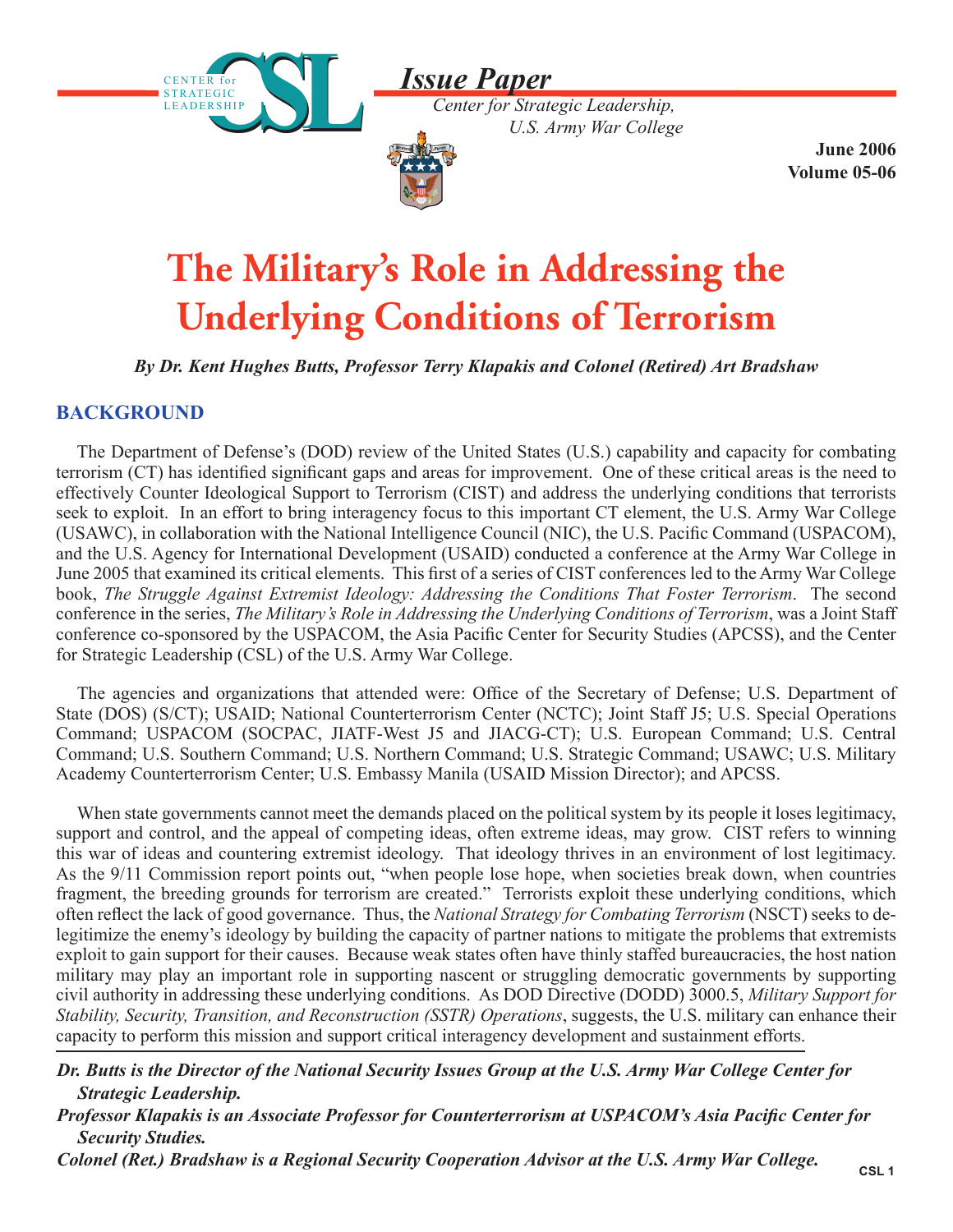# Issue Paper

*Center for Strategic Leadership, U.S. Army War College*

**June 2006**
**Volume 05-06**

# The Military's Role in Addressing the Underlying Conditions of Terrorism

***By Dr. Kent Hughes Butts, Professor Terry Klapakis and Colonel (Retired) Art Bradshaw***

## BACKGROUND

The Department of Defense's (DOD) review of the United States (U.S.) capability and capacity for combating terrorism (CT) has identified significant gaps and areas for improvement. One of these critical areas is the need to effectively Counter Ideological Support to Terrorism (CIST) and address the underlying conditions that terrorists seek to exploit. In an effort to bring interagency focus to this important CT element, the U.S. Army War College (USAWC), in collaboration with the National Intelligence Council (NIC), the U.S. Pacific Command (USPACOM), and the U.S. Agency for International Development (USAID) conducted a conference at the Army War College in June 2005 that examined its critical elements. This first of a series of CIST conferences led to the Army War College book, *The Struggle Against Extremist Ideology: Addressing the Conditions That Foster Terrorism*. The second conference in the series, *The Military's Role in Addressing the Underlying Conditions of Terrorism*, was a Joint Staff conference co-sponsored by the USPACOM, the Asia Pacific Center for Security Studies (APCSS), and the Center for Strategic Leadership (CSL) of the U.S. Army War College.

The agencies and organizations that attended were: Office of the Secretary of Defense; U.S. Department of State (DOS) (S/CT); USAID; National Counterterrorism Center (NCTC); Joint Staff J5; U.S. Special Operations Command; USPACOM (SOCPAC, JIATF-West J5 and JIACG-CT); U.S. European Command; U.S. Central Command; U.S. Southern Command; U.S. Northern Command; U.S. Strategic Command; USAWC; U.S. Military Academy Counterterrorism Center; U.S. Embassy Manila (USAID Mission Director); and APCSS.

When state governments cannot meet the demands placed on the political system by its people it loses legitimacy, support and control, and the appeal of competing ideas, often extreme ideas, may grow. CIST refers to winning this war of ideas and countering extremist ideology. That ideology thrives in an environment of lost legitimacy. As the 9/11 Commission report points out, "when people lose hope, when societies break down, when countries fragment, the breeding grounds for terrorism are created." Terrorists exploit these underlying conditions, which often reflect the lack of good governance. Thus, the *National Strategy for Combating Terrorism* (NSCT) seeks to de-legitimize the enemy's ideology by building the capacity of partner nations to mitigate the problems that extremists exploit to gain support for their causes. Because weak states often have thinly staffed bureaucracies, the host nation military may play an important role in supporting nascent or struggling democratic governments by supporting civil authority in addressing these underlying conditions. As DOD Directive (DODD) 3000.5, *Military Support for Stability, Security, Transition, and Reconstruction (SSTR) Operations*, suggests, the U.S. military can enhance their capacity to perform this mission and support critical interagency development and sustainment efforts.

***Dr. Butts is the Director of the National Security Issues Group at the U.S. Army War College Center for Strategic Leadership.***

***Professor Klapakis is an Associate Professor for Counterterrorism at USPACOM's Asia Pacific Center for Security Studies.***

***Colonel (Ret.) Bradshaw is a Regional Security Cooperation Advisor at the U.S. Army War College.***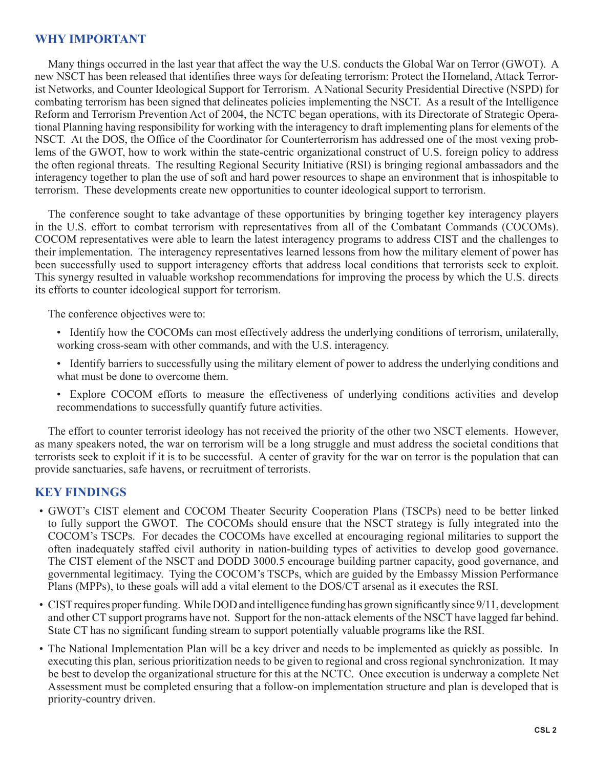## WHY IMPORTANT

Many things occurred in the last year that affect the way the U.S. conducts the Global War on Terror (GWOT). A new NSCT has been released that identifies three ways for defeating terrorism: Protect the Homeland, Attack Terrorist Networks, and Counter Ideological Support for Terrorism. A National Security Presidential Directive (NSPD) for combating terrorism has been signed that delineates policies implementing the NSCT. As a result of the Intelligence Reform and Terrorism Prevention Act of 2004, the NCTC began operations, with its Directorate of Strategic Operational Planning having responsibility for working with the interagency to draft implementing plans for elements of the NSCT. At the DOS, the Office of the Coordinator for Counterterrorism has addressed one of the most vexing problems of the GWOT, how to work within the state-centric organizational construct of U.S. foreign policy to address the often regional threats. The resulting Regional Security Initiative (RSI) is bringing regional ambassadors and the interagency together to plan the use of soft and hard power resources to shape an environment that is inhospitable to terrorism. These developments create new opportunities to counter ideological support to terrorism.

The conference sought to take advantage of these opportunities by bringing together key interagency players in the U.S. effort to combat terrorism with representatives from all of the Combatant Commands (COCOMs). COCOM representatives were able to learn the latest interagency programs to address CIST and the challenges to their implementation. The interagency representatives learned lessons from how the military element of power has been successfully used to support interagency efforts that address local conditions that terrorists seek to exploit. This synergy resulted in valuable workshop recommendations for improving the process by which the U.S. directs its efforts to counter ideological support for terrorism.

The conference objectives were to:

- Identify how the COCOMs can most effectively address the underlying conditions of terrorism, unilaterally, working cross-seam with other commands, and with the U.S. interagency.
- Identify barriers to successfully using the military element of power to address the underlying conditions and what must be done to overcome them.
- Explore COCOM efforts to measure the effectiveness of underlying conditions activities and develop recommendations to successfully quantify future activities.

The effort to counter terrorist ideology has not received the priority of the other two NSCT elements. However, as many speakers noted, the war on terrorism will be a long struggle and must address the societal conditions that terrorists seek to exploit if it is to be successful. A center of gravity for the war on terror is the population that can provide sanctuaries, safe havens, or recruitment of terrorists.

## KEY FINDINGS

- GWOT's CIST element and COCOM Theater Security Cooperation Plans (TSCPs) need to be better linked to fully support the GWOT. The COCOMs should ensure that the NSCT strategy is fully integrated into the COCOM's TSCPs. For decades the COCOMs have excelled at encouraging regional militaries to support the often inadequately staffed civil authority in nation-building types of activities to develop good governance. The CIST element of the NSCT and DODD 3000.5 encourage building partner capacity, good governance, and governmental legitimacy. Tying the COCOM's TSCPs, which are guided by the Embassy Mission Performance Plans (MPPs), to these goals will add a vital element to the DOS/CT arsenal as it executes the RSI.
- CIST requires proper funding. While DOD and intelligence funding has grown significantly since 9/11, development and other CT support programs have not. Support for the non-attack elements of the NSCT have lagged far behind. State CT has no significant funding stream to support potentially valuable programs like the RSI.
- The National Implementation Plan will be a key driver and needs to be implemented as quickly as possible. In executing this plan, serious prioritization needs to be given to regional and cross regional synchronization. It may be best to develop the organizational structure for this at the NCTC. Once execution is underway a complete Net Assessment must be completed ensuring that a follow-on implementation structure and plan is developed that is priority-country driven.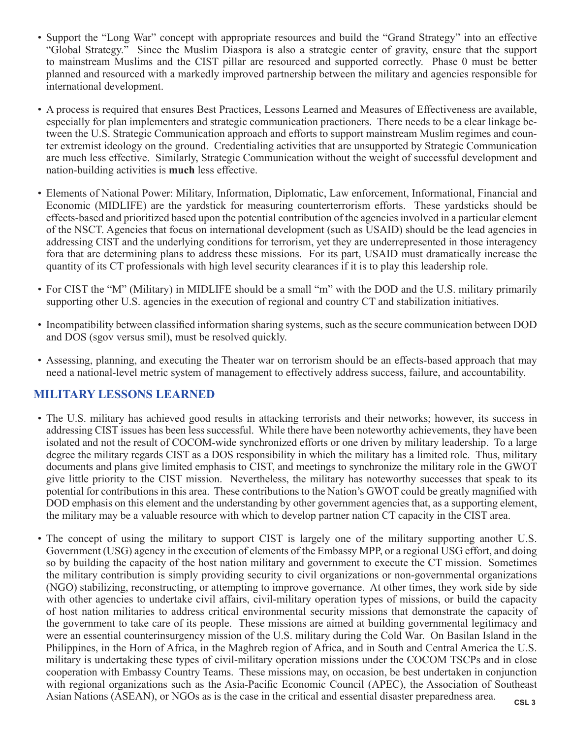- Support the "Long War" concept with appropriate resources and build the "Grand Strategy" into an effective "Global Strategy." Since the Muslim Diaspora is also a strategic center of gravity, ensure that the support to mainstream Muslims and the CIST pillar are resourced and supported correctly. Phase 0 must be better planned and resourced with a markedly improved partnership between the military and agencies responsible for international development.

- A process is required that ensures Best Practices, Lessons Learned and Measures of Effectiveness are available, especially for plan implementers and strategic communication practioners. There needs to be a clear linkage between the U.S. Strategic Communication approach and efforts to support mainstream Muslim regimes and counter extremist ideology on the ground. Credentialing activities that are unsupported by Strategic Communication are much less effective. Similarly, Strategic Communication without the weight of successful development and nation-building activities is **much** less effective.

- Elements of National Power: Military, Information, Diplomatic, Law enforcement, Informational, Financial and Economic (MIDLIFE) are the yardstick for measuring counterterrorism efforts. These yardsticks should be effects-based and prioritized based upon the potential contribution of the agencies involved in a particular element of the NSCT. Agencies that focus on international development (such as USAID) should be the lead agencies in addressing CIST and the underlying conditions for terrorism, yet they are underrepresented in those interagency fora that are determining plans to address these missions. For its part, USAID must dramatically increase the quantity of its CT professionals with high level security clearances if it is to play this leadership role.

- For CIST the "M" (Military) in MIDLIFE should be a small "m" with the DOD and the U.S. military primarily supporting other U.S. agencies in the execution of regional and country CT and stabilization initiatives.

- Incompatibility between classified information sharing systems, such as the secure communication between DOD and DOS (sgov versus smil), must be resolved quickly.

- Assessing, planning, and executing the Theater war on terrorism should be an effects-based approach that may need a national-level metric system of management to effectively address success, failure, and accountability.

## MILITARY LESSONS LEARNED

- The U.S. military has achieved good results in attacking terrorists and their networks; however, its success in addressing CIST issues has been less successful. While there have been noteworthy achievements, they have been isolated and not the result of COCOM-wide synchronized efforts or one driven by military leadership. To a large degree the military regards CIST as a DOS responsibility in which the military has a limited role. Thus, military documents and plans give limited emphasis to CIST, and meetings to synchronize the military role in the GWOT give little priority to the CIST mission. Nevertheless, the military has noteworthy successes that speak to its potential for contributions in this area. These contributions to the Nation's GWOT could be greatly magnified with DOD emphasis on this element and the understanding by other government agencies that, as a supporting element, the military may be a valuable resource with which to develop partner nation CT capacity in the CIST area.

- The concept of using the military to support CIST is largely one of the military supporting another U.S. Government (USG) agency in the execution of elements of the Embassy MPP, or a regional USG effort, and doing so by building the capacity of the host nation military and government to execute the CT mission. Sometimes the military contribution is simply providing security to civil organizations or non-governmental organizations (NGO) stabilizing, reconstructing, or attempting to improve governance. At other times, they work side by side with other agencies to undertake civil affairs, civil-military operation types of missions, or build the capacity of host nation militaries to address critical environmental security missions that demonstrate the capacity of the government to take care of its people. These missions are aimed at building governmental legitimacy and were an essential counterinsurgency mission of the U.S. military during the Cold War. On Basilan Island in the Philippines, in the Horn of Africa, in the Maghreb region of Africa, and in South and Central America the U.S. military is undertaking these types of civil-military operation missions under the COCOM TSCPs and in close cooperation with Embassy Country Teams. These missions may, on occasion, be best undertaken in conjunction with regional organizations such as the Asia-Pacific Economic Council (APEC), the Association of Southeast Asian Nations (ASEAN), or NGOs as is the case in the critical and essential disaster preparedness area.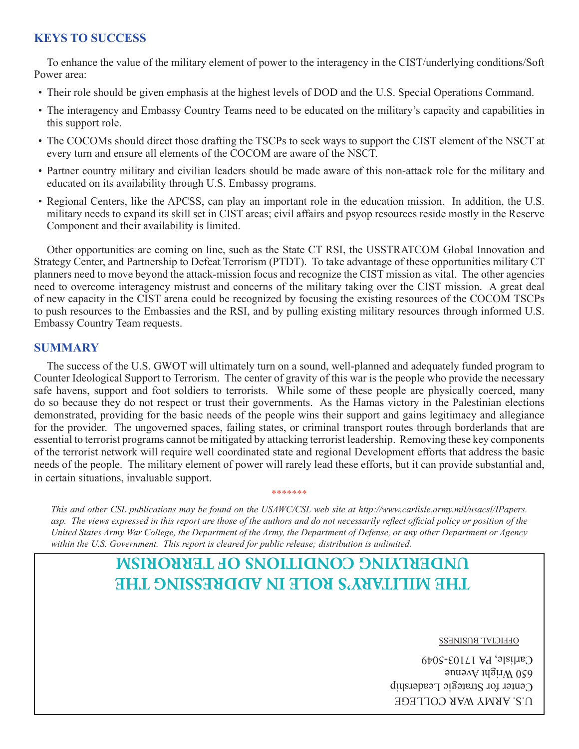## KEYS TO SUCCESS

To enhance the value of the military element of power to the interagency in the CIST/underlying conditions/Soft Power area:

- Their role should be given emphasis at the highest levels of DOD and the U.S. Special Operations Command.
- The interagency and Embassy Country Teams need to be educated on the military's capacity and capabilities in this support role.
- The COCOMs should direct those drafting the TSCPs to seek ways to support the CIST element of the NSCT at every turn and ensure all elements of the COCOM are aware of the NSCT.
- Partner country military and civilian leaders should be made aware of this non-attack role for the military and educated on its availability through U.S. Embassy programs.
- Regional Centers, like the APCSS, can play an important role in the education mission. In addition, the U.S. military needs to expand its skill set in CIST areas; civil affairs and psyop resources reside mostly in the Reserve Component and their availability is limited.

Other opportunities are coming on line, such as the State CT RSI, the USSTRATCOM Global Innovation and Strategy Center, and Partnership to Defeat Terrorism (PTDT). To take advantage of these opportunities military CT planners need to move beyond the attack-mission focus and recognize the CIST mission as vital. The other agencies need to overcome interagency mistrust and concerns of the military taking over the CIST mission. A great deal of new capacity in the CIST arena could be recognized by focusing the existing resources of the COCOM TSCPs to push resources to the Embassies and the RSI, and by pulling existing military resources through informed U.S. Embassy Country Team requests.

## SUMMARY

The success of the U.S. GWOT will ultimately turn on a sound, well-planned and adequately funded program to Counter Ideological Support to Terrorism. The center of gravity of this war is the people who provide the necessary safe havens, support and foot soldiers to terrorists. While some of these people are physically coerced, many do so because they do not respect or trust their governments. As the Hamas victory in the Palestinian elections demonstrated, providing for the basic needs of the people wins their support and gains legitimacy and allegiance for the provider. The ungoverned spaces, failing states, or criminal transport routes through borderlands that are essential to terrorist programs cannot be mitigated by attacking terrorist leadership. Removing these key components of the terrorist network will require well coordinated state and regional Development efforts that address the basic needs of the people. The military element of power will rarely lead these efforts, but it can provide substantial and, in certain situations, invaluable support.

*******

*This and other CSL publications may be found on the USAWC/CSL web site at http://www.carlisle.army.mil/usacsl/IPapers.asp. The views expressed in this report are those of the authors and do not necessarily reflect official policy or position of the United States Army War College, the Department of the Army, the Department of Defense, or any other Department or Agency within the U.S. Government. This report is cleared for public release; distribution is unlimited.*

U.S. ARMY WAR COLLEGE
Center for Strategic Leadership
650 Wright Avenue
Carlisle, PA 17103-5049

OFFICIAL BUSINESS

**THE MILITARY'S ROLE IN ADDRESSING THE UNDERLYING CONDITIONS OF TERRORISM**